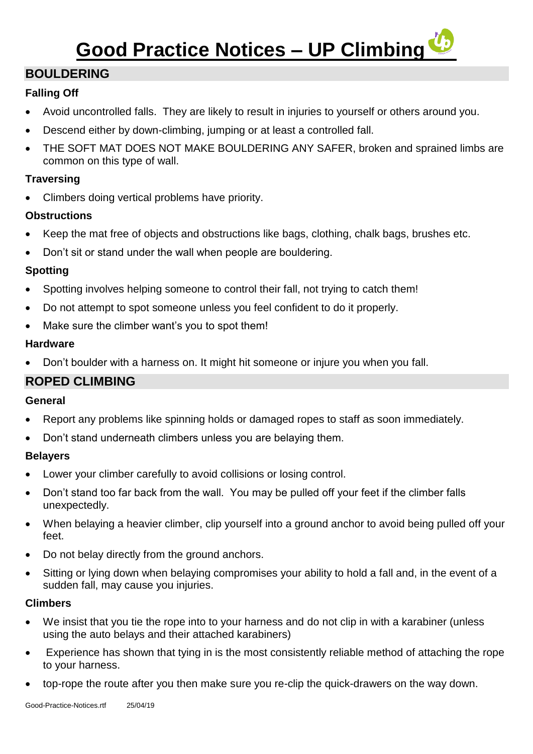# Good Practice Notices – UP Climbing

## BOULDERING

### Falling Off

- Avoid uncontrolled falls. They are likely to result in injuries to yourself or others around you.
- Descend either by down-climbing, jumping or at least a controlled fall.
- THE SOFT MAT DOES NOT MAKE BOULDERING ANY SAFER, broken and sprained limbs are common on this type of wall.

### Traversing

- Climbers doing vertical problems have priority.

### Obstructions

- Keep the mat free of objects and obstructions like bags, clothing, chalk bags, brushes etc.
- Don't sit or stand under the wall when people are bouldering.

### Spotting

- Spotting involves helping someone to control their fall, not trying to catch them!
- Do not attempt to spot someone unless you feel confident to do it properly.
- Make sure the climber want's you to spot them!

### Hardware

- Don't boulder with a harness on. It might hit someone or injure you when you fall.

## ROPED CLIMBING

### General

- Report any problems like spinning holds or damaged ropes to staff as soon immediately.
- Don't stand underneath climbers unless you are belaying them.

### Belayers

- Lower your climber carefully to avoid collisions or losing control.
- Don't stand too far back from the wall. You may be pulled off your feet if the climber falls unexpectedly.
- When belaying a heavier climber, clip yourself into a ground anchor to avoid being pulled off your feet.
- Do not belay directly from the ground anchors.
- Sitting or lying down when belaying compromises your ability to hold a fall and, in the event of a sudden fall, may cause you injuries.

### Climbers

- We insist that you tie the rope into to your harness and do not clip in with a karabiner (unless using the auto belays and their attached karabiners)
- Experience has shown that tying in is the most consistently reliable method of attaching the rope to your harness.
- top-rope the route after you then make sure you re-clip the quick-drawers on the way down.

Good-Practice-Notices.rtf 25/04/19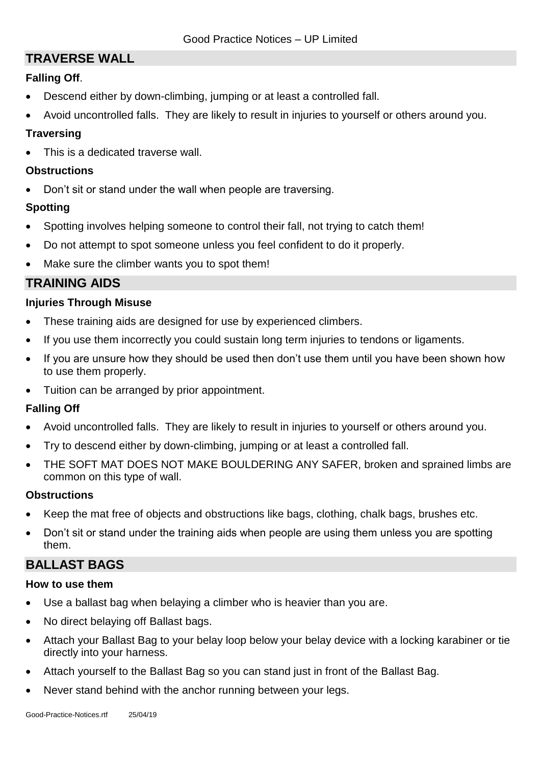## TRAVERSE WALL

### Falling Off.

- Descend either by down-climbing, jumping or at least a controlled fall.
- Avoid uncontrolled falls. They are likely to result in injuries to yourself or others around you.

### Traversing

- This is a dedicated traverse wall.

### Obstructions

- Don't sit or stand under the wall when people are traversing.

### Spotting

- Spotting involves helping someone to control their fall, not trying to catch them!
- Do not attempt to spot someone unless you feel confident to do it properly.
- Make sure the climber wants you to spot them!

## TRAINING AIDS

### Injuries Through Misuse

- These training aids are designed for use by experienced climbers.
- If you use them incorrectly you could sustain long term injuries to tendons or ligaments.
- If you are unsure how they should be used then don't use them until you have been shown how to use them properly.
- Tuition can be arranged by prior appointment.

### Falling Off

- Avoid uncontrolled falls. They are likely to result in injuries to yourself or others around you.
- Try to descend either by down-climbing, jumping or at least a controlled fall.
- THE SOFT MAT DOES NOT MAKE BOULDERING ANY SAFER, broken and sprained limbs are common on this type of wall.

### Obstructions

- Keep the mat free of objects and obstructions like bags, clothing, chalk bags, brushes etc.
- Don't sit or stand under the training aids when people are using them unless you are spotting them.

## BALLAST BAGS

### How to use them

- Use a ballast bag when belaying a climber who is heavier than you are.
- No direct belaying off Ballast bags.
- Attach your Ballast Bag to your belay loop below your belay device with a locking karabiner or tie directly into your harness.
- Attach yourself to the Ballast Bag so you can stand just in front of the Ballast Bag.
- Never stand behind with the anchor running between your legs.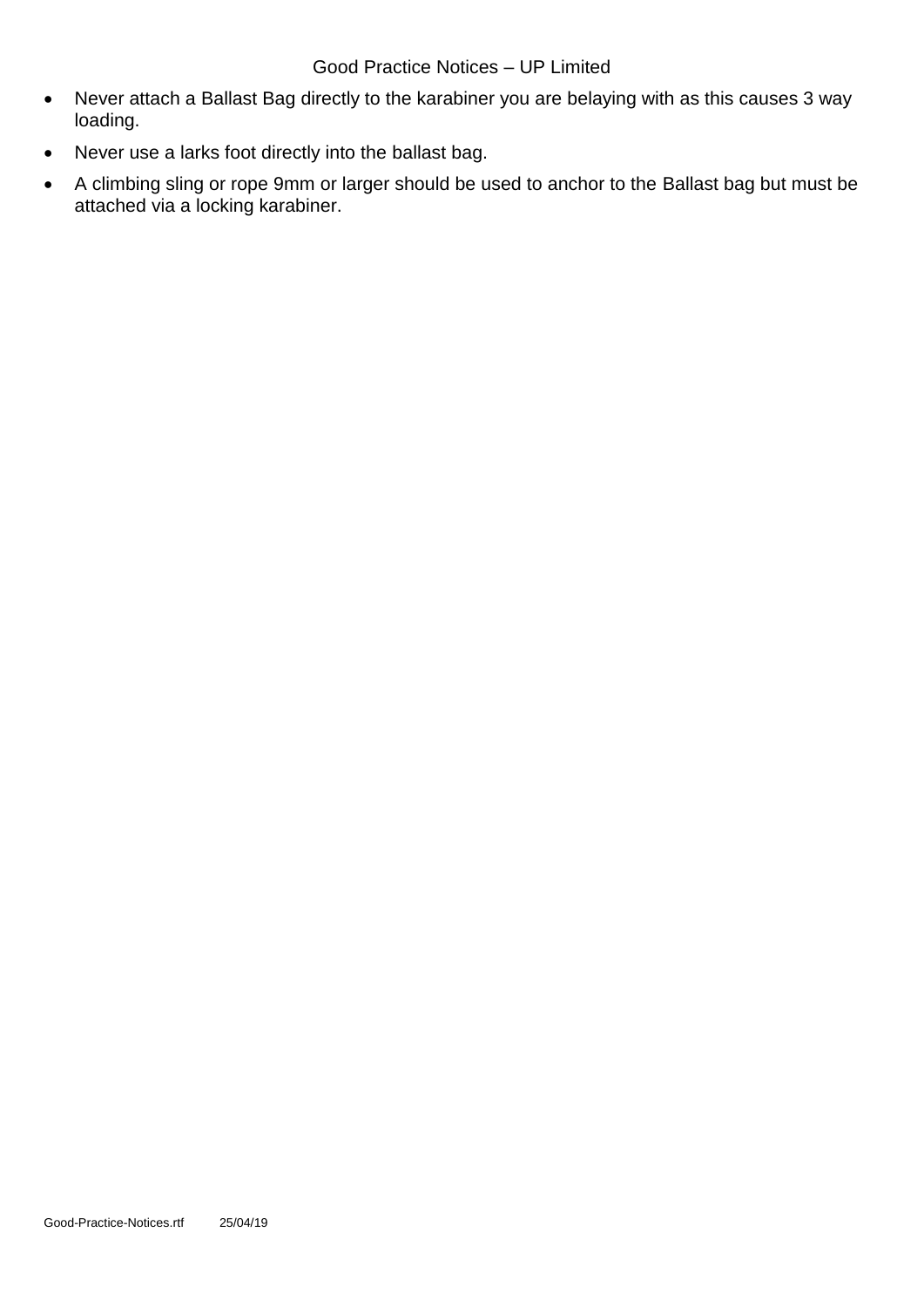Good Practice Notices – UP Limited

- Never attach a Ballast Bag directly to the karabiner you are belaying with as this causes 3 way loading.
- Never use a larks foot directly into the ballast bag.
- A climbing sling or rope 9mm or larger should be used to anchor to the Ballast bag but must be attached via a locking karabiner.